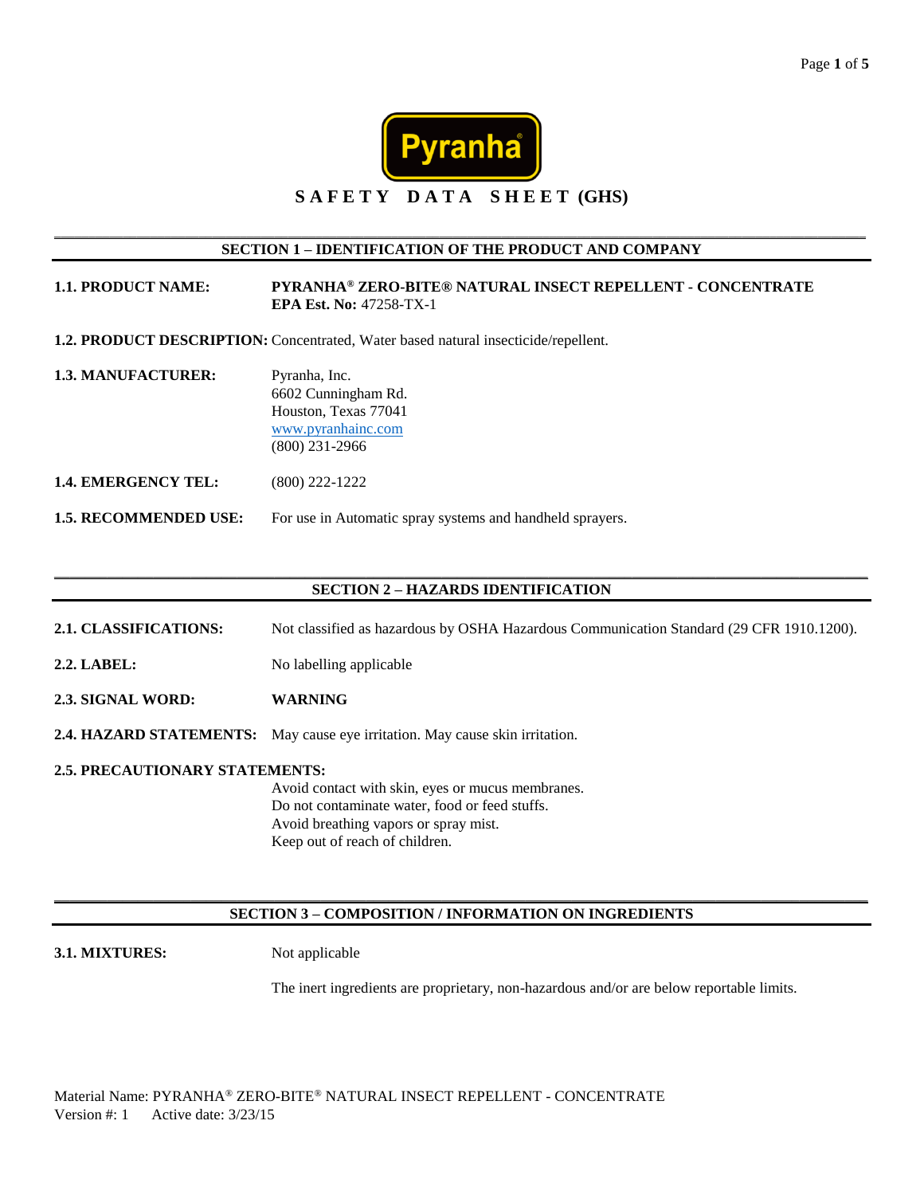Pyranha®

# SAFETY DATA SHEET (GHS)

## SECTION 1 – IDENTIFICATION OF THE PRODUCT AND COMPANY

**1.1. PRODUCT NAME:** **PYRANHA® ZERO-BITE® NATURAL INSECT REPELLENT - CONCENTRATE**
**EPA Est. No:** 47258-TX-1

**1.2. PRODUCT DESCRIPTION:** Concentrated, Water based natural insecticide/repellent.

**1.3. MANUFACTURER:**
Pyranha, Inc.
6602 Cunningham Rd.
Houston, Texas 77041
www.pyranhainc.com
(800) 231-2966

**1.4. EMERGENCY TEL:** (800) 222-1222

**1.5. RECOMMENDED USE:** For use in Automatic spray systems and handheld sprayers.

## SECTION 2 – HAZARDS IDENTIFICATION

**2.1. CLASSIFICATIONS:** Not classified as hazardous by OSHA Hazardous Communication Standard (29 CFR 1910.1200).

**2.2. LABEL:** No labelling applicable

**2.3. SIGNAL WORD:** **WARNING**

**2.4. HAZARD STATEMENTS:** May cause eye irritation. May cause skin irritation.

**2.5. PRECAUTIONARY STATEMENTS:**
Avoid contact with skin, eyes or mucus membranes.
Do not contaminate water, food or feed stuffs.
Avoid breathing vapors or spray mist.
Keep out of reach of children.

## SECTION 3 – COMPOSITION / INFORMATION ON INGREDIENTS

**3.1. MIXTURES:** Not applicable

The inert ingredients are proprietary, non-hazardous and/or are below reportable limits.

Material Name: PYRANHA® ZERO-BITE® NATURAL INSECT REPELLENT - CONCENTRATE
Version #: 1 Active date: 3/23/15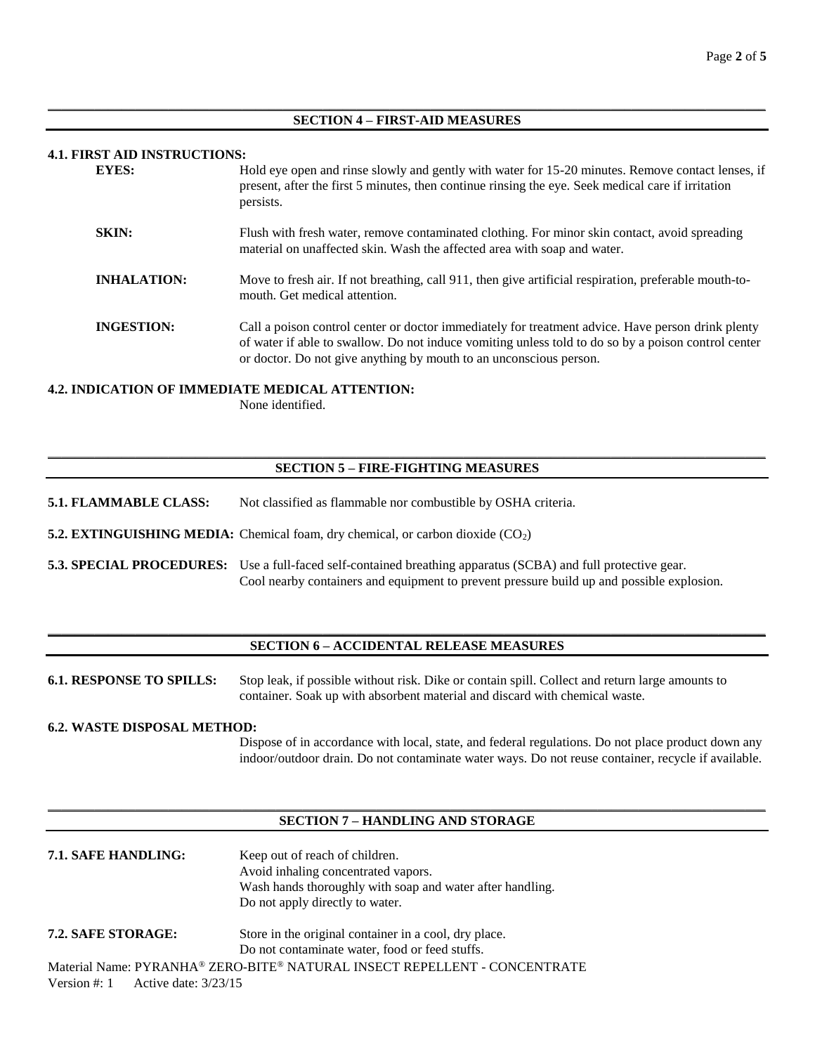## SECTION 4 – FIRST-AID MEASURES

**4.1. FIRST AID INSTRUCTIONS:**

**EYES:** Hold eye open and rinse slowly and gently with water for 15-20 minutes. Remove contact lenses, if present, after the first 5 minutes, then continue rinsing the eye. Seek medical care if irritation persists.

**SKIN:** Flush with fresh water, remove contaminated clothing. For minor skin contact, avoid spreading material on unaffected skin. Wash the affected area with soap and water.

**INHALATION:** Move to fresh air. If not breathing, call 911, then give artificial respiration, preferable mouth-to-mouth. Get medical attention.

**INGESTION:** Call a poison control center or doctor immediately for treatment advice. Have person drink plenty of water if able to swallow. Do not induce vomiting unless told to do so by a poison control center or doctor. Do not give anything by mouth to an unconscious person.

**4.2. INDICATION OF IMMEDIATE MEDICAL ATTENTION:**
None identified.

## SECTION 5 – FIRE-FIGHTING MEASURES

**5.1. FLAMMABLE CLASS:** Not classified as flammable nor combustible by OSHA criteria.

**5.2. EXTINGUISHING MEDIA:** Chemical foam, dry chemical, or carbon dioxide ($CO_2$)

**5.3. SPECIAL PROCEDURES:** Use a full-faced self-contained breathing apparatus (SCBA) and full protective gear. Cool nearby containers and equipment to prevent pressure build up and possible explosion.

## SECTION 6 – ACCIDENTAL RELEASE MEASURES

**6.1. RESPONSE TO SPILLS:** Stop leak, if possible without risk. Dike or contain spill. Collect and return large amounts to container. Soak up with absorbent material and discard with chemical waste.

**6.2. WASTE DISPOSAL METHOD:**
Dispose of in accordance with local, state, and federal regulations. Do not place product down any indoor/outdoor drain. Do not contaminate water ways. Do not reuse container, recycle if available.

## SECTION 7 – HANDLING AND STORAGE

**7.1. SAFE HANDLING:**
Keep out of reach of children.
Avoid inhaling concentrated vapors.
Wash hands thoroughly with soap and water after handling.
Do not apply directly to water.

**7.2. SAFE STORAGE:**
Store in the original container in a cool, dry place.
Do not contaminate water, food or feed stuffs.

Material Name: PYRANHA® ZERO-BITE® NATURAL INSECT REPELLENT - CONCENTRATE
Version #: 1 Active date: 3/23/15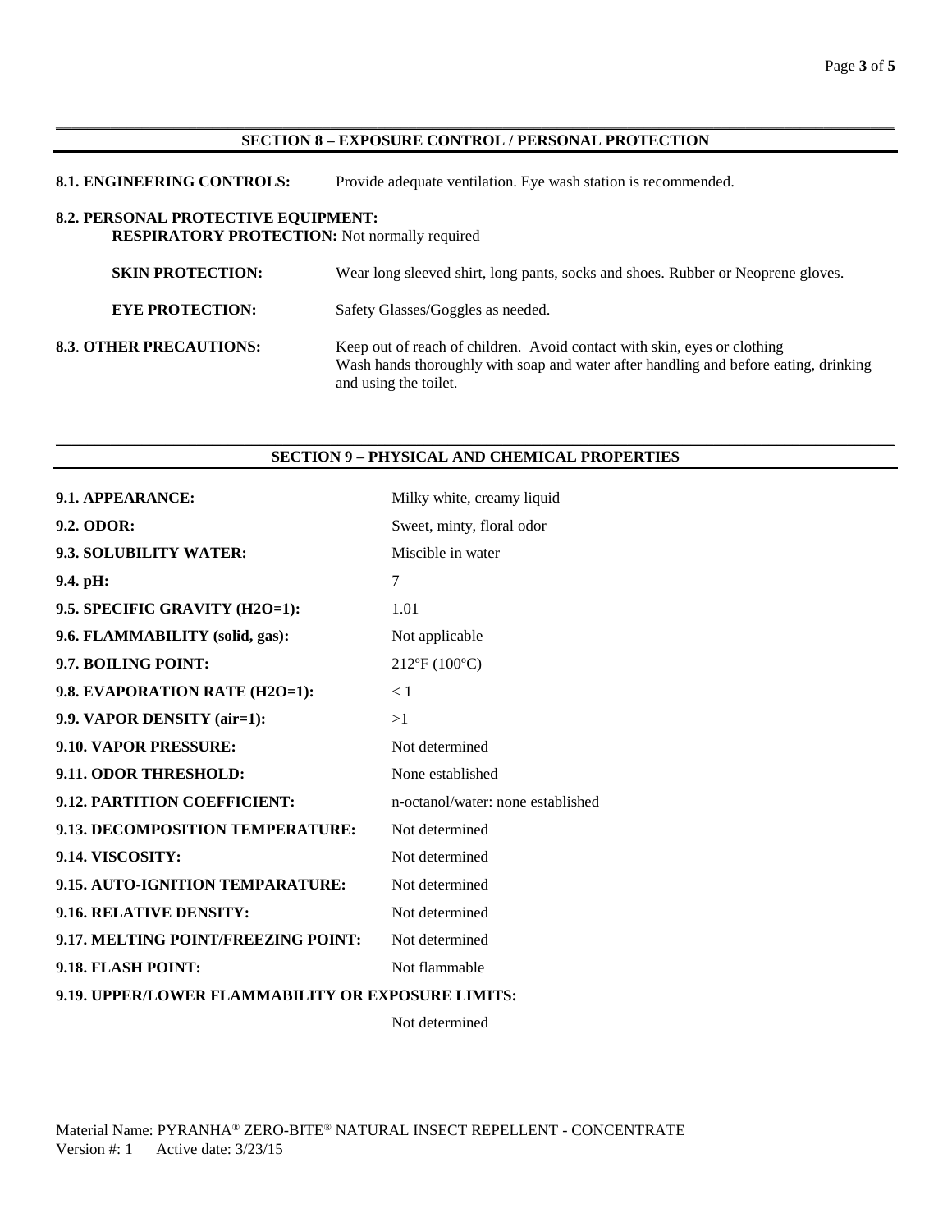## SECTION 8 – EXPOSURE CONTROL / PERSONAL PROTECTION

**8.1. ENGINEERING CONTROLS:** Provide adequate ventilation. Eye wash station is recommended.

**8.2. PERSONAL PROTECTIVE EQUIPMENT:**

**RESPIRATORY PROTECTION:** Not normally required

**SKIN PROTECTION:** Wear long sleeved shirt, long pants, socks and shoes. Rubber or Neoprene gloves.

**EYE PROTECTION:** Safety Glasses/Goggles as needed.

**8.3. OTHER PRECAUTIONS:** Keep out of reach of children. Avoid contact with skin, eyes or clothing
Wash hands thoroughly with soap and water after handling and before eating, drinking and using the toilet.

## SECTION 9 – PHYSICAL AND CHEMICAL PROPERTIES

| | |
|---|---|
| **9.1. APPEARANCE:** | Milky white, creamy liquid |
| **9.2. ODOR:** | Sweet, minty, floral odor |
| **9.3. SOLUBILITY WATER:** | Miscible in water |
| **9.4. pH:** | 7 |
| **9.5. SPECIFIC GRAVITY (H2O=1):** | 1.01 |
| **9.6. FLAMMABILITY (solid, gas):** | Not applicable |
| **9.7. BOILING POINT:** | 212ºF (100ºC) |
| **9.8. EVAPORATION RATE (H2O=1):** | < 1 |
| **9.9. VAPOR DENSITY (air=1):** | >1 |
| **9.10. VAPOR PRESSURE:** | Not determined |
| **9.11. ODOR THRESHOLD:** | None established |
| **9.12. PARTITION COEFFICIENT:** | n-octanol/water: none established |
| **9.13. DECOMPOSITION TEMPERATURE:** | Not determined |
| **9.14. VISCOSITY:** | Not determined |
| **9.15. AUTO-IGNITION TEMPARATURE:** | Not determined |
| **9.16. RELATIVE DENSITY:** | Not determined |
| **9.17. MELTING POINT/FREEZING POINT:** | Not determined |
| **9.18. FLASH POINT:** | Not flammable |
| **9.19. UPPER/LOWER FLAMMABILITY OR EXPOSURE LIMITS:** | Not determined |

Material Name: PYRANHA® ZERO-BITE® NATURAL INSECT REPELLENT - CONCENTRATE
Version #: 1 Active date: 3/23/15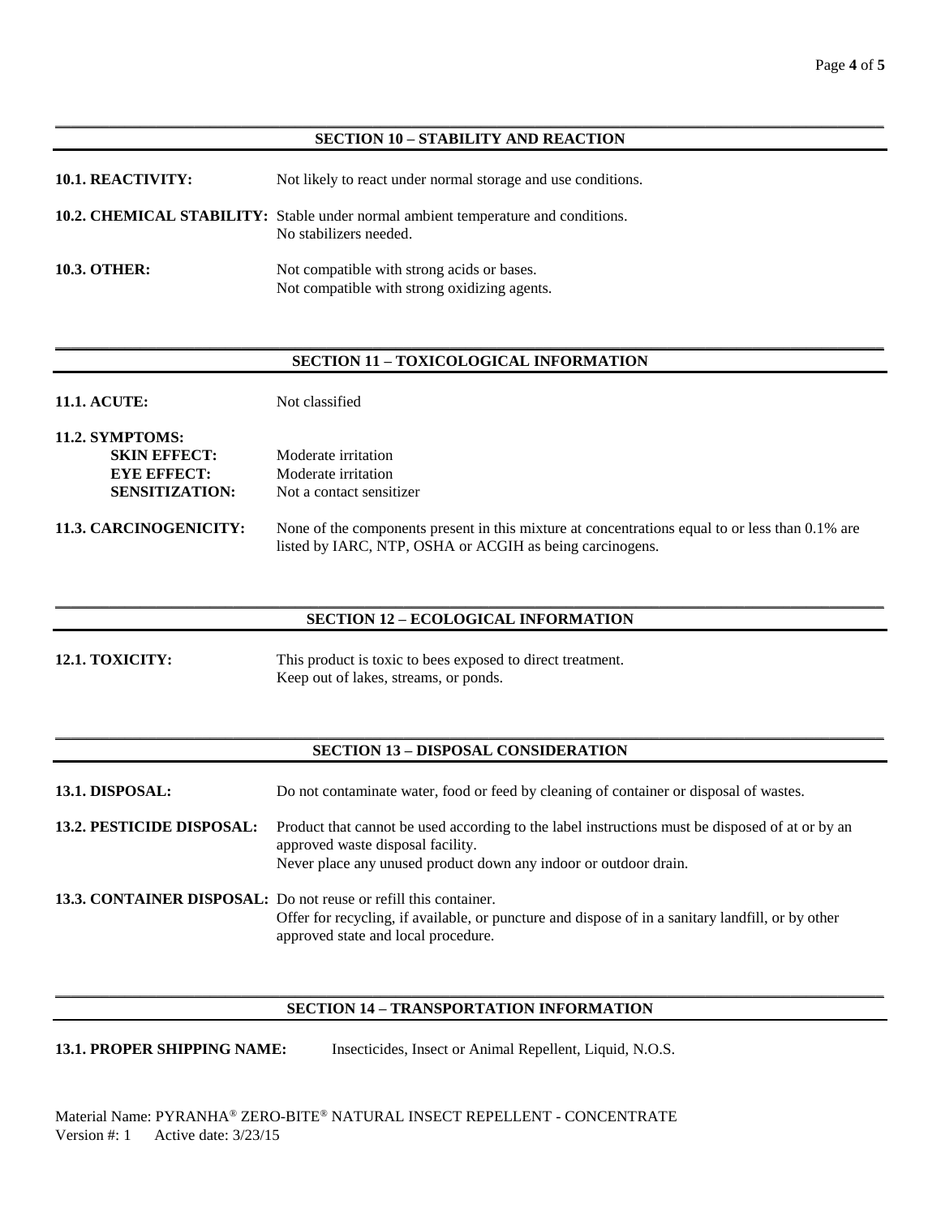## SECTION 10 – STABILITY AND REACTION

**10.1. REACTIVITY:** Not likely to react under normal storage and use conditions.

**10.2. CHEMICAL STABILITY:** Stable under normal ambient temperature and conditions.
No stabilizers needed.

**10.3. OTHER:** Not compatible with strong acids or bases.
Not compatible with strong oxidizing agents.

## SECTION 11 – TOXICOLOGICAL INFORMATION

**11.1. ACUTE:** Not classified

**11.2. SYMPTOMS:**

- **SKIN EFFECT:** Moderate irritation
- **EYE EFFECT:** Moderate irritation
- **SENSITIZATION:** Not a contact sensitizer

**11.3. CARCINOGENICITY:** None of the components present in this mixture at concentrations equal to or less than 0.1% are listed by IARC, NTP, OSHA or ACGIH as being carcinogens.

## SECTION 12 – ECOLOGICAL INFORMATION

**12.1. TOXICITY:** This product is toxic to bees exposed to direct treatment.
Keep out of lakes, streams, or ponds.

## SECTION 13 – DISPOSAL CONSIDERATION

**13.1. DISPOSAL:** Do not contaminate water, food or feed by cleaning of container or disposal of wastes.

**13.2. PESTICIDE DISPOSAL:** Product that cannot be used according to the label instructions must be disposed of at or by an approved waste disposal facility.
Never place any unused product down any indoor or outdoor drain.

**13.3. CONTAINER DISPOSAL:** Do not reuse or refill this container.
Offer for recycling, if available, or puncture and dispose of in a sanitary landfill, or by other approved state and local procedure.

## SECTION 14 – TRANSPORTATION INFORMATION

**13.1. PROPER SHIPPING NAME:** Insecticides, Insect or Animal Repellent, Liquid, N.O.S.

Material Name: PYRANHA® ZERO-BITE® NATURAL INSECT REPELLENT - CONCENTRATE
Version #: 1 Active date: 3/23/15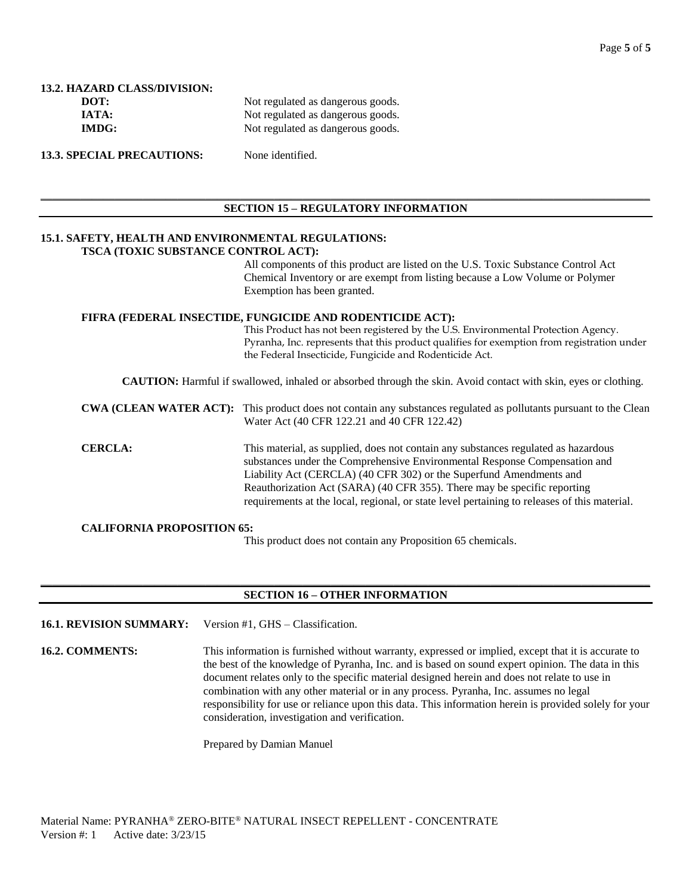**13.2. HAZARD CLASS/DIVISION:**

**DOT:** Not regulated as dangerous goods.
**IATA:** Not regulated as dangerous goods.
**IMDG:** Not regulated as dangerous goods.

**13.3. SPECIAL PRECAUTIONS:** None identified.

## SECTION 15 – REGULATORY INFORMATION

**15.1. SAFETY, HEALTH AND ENVIRONMENTAL REGULATIONS:**

**TSCA (TOXIC SUBSTANCE CONTROL ACT):**

All components of this product are listed on the U.S. Toxic Substance Control Act Chemical Inventory or are exempt from listing because a Low Volume or Polymer Exemption has been granted.

**FIFRA (FEDERAL INSECTIDE, FUNGICIDE AND RODENTICIDE ACT):**

This Product has not been registered by the U.S. Environmental Protection Agency. Pyranha, Inc. represents that this product qualifies for exemption from registration under the Federal Insecticide, Fungicide and Rodenticide Act.

**CAUTION:** Harmful if swallowed, inhaled or absorbed through the skin. Avoid contact with skin, eyes or clothing.

**CWA (CLEAN WATER ACT):** This product does not contain any substances regulated as pollutants pursuant to the Clean Water Act (40 CFR 122.21 and 40 CFR 122.42)

**CERCLA:** This material, as supplied, does not contain any substances regulated as hazardous substances under the Comprehensive Environmental Response Compensation and Liability Act (CERCLA) (40 CFR 302) or the Superfund Amendments and Reauthorization Act (SARA) (40 CFR 355). There may be specific reporting requirements at the local, regional, or state level pertaining to releases of this material.

**CALIFORNIA PROPOSITION 65:**

This product does not contain any Proposition 65 chemicals.

## SECTION 16 – OTHER INFORMATION

**16.1. REVISION SUMMARY:** Version #1, GHS – Classification.

**16.2. COMMENTS:** This information is furnished without warranty, expressed or implied, except that it is accurate to the best of the knowledge of Pyranha, Inc. and is based on sound expert opinion. The data in this document relates only to the specific material designed herein and does not relate to use in combination with any other material or in any process. Pyranha, Inc. assumes no legal responsibility for use or reliance upon this data. This information herein is provided solely for your consideration, investigation and verification.

Prepared by Damian Manuel

Material Name: PYRANHA® ZERO-BITE® NATURAL INSECT REPELLENT - CONCENTRATE
Version #: 1 Active date: 3/23/15